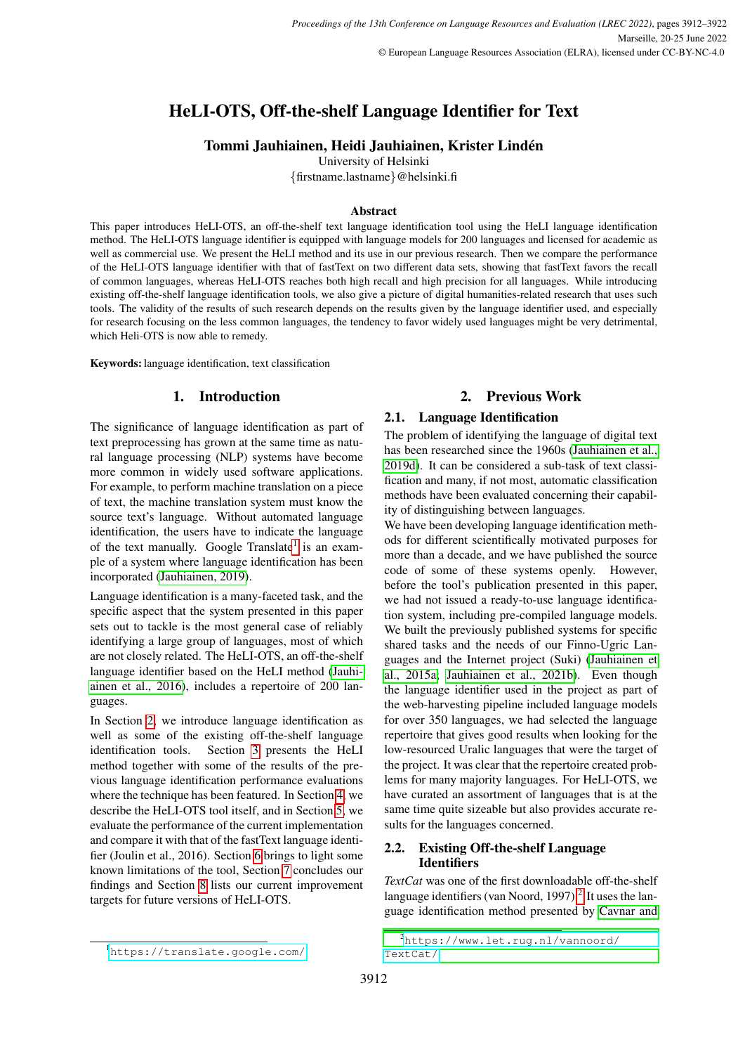# HeLI-OTS, Off-the-shelf Language Identifier for Text

**Tommi Jauhiainen, Heidi Jauhiainen, Krister Lindén**

University of Helsinki

{firstname.lastname}@helsinki.fi

## Abstract

This paper introduces HeLI-OTS, an off-the-shelf text language identification tool using the HeLI language identification method. The HeLI-OTS language identifier is equipped with language models for 200 languages and licensed for academic as well as commercial use. We present the HeLI method and its use in our previous research. Then we compare the performance of the HeLI-OTS language identifier with that of fastText on two different data sets, showing that fastText favors the recall of common languages, whereas HeLI-OTS reaches both high recall and high precision for all languages. While introducing existing off-the-shelf language identification tools, we also give a picture of digital humanities-related research that uses such tools. The validity of the results of such research depends on the results given by the language identifier used, and especially for research focusing on the less common languages, the tendency to favor widely used languages might be very detrimental, which Heli-OTS is now able to remedy.

**Keywords:** language identification, text classification

## 1. Introduction

The significance of language identification as part of text preprocessing has grown at the same time as natural language processing (NLP) systems have become more common in widely used software applications. For example, to perform machine translation on a piece of text, the machine translation system must know the source text's language. Without automated language identification, the users have to indicate the language of the text manually. Google Translate[1] is an example of a system where language identification has been incorporated (Jauhiainen, 2019).

Language identification is a many-faceted task, and the specific aspect that the system presented in this paper sets out to tackle is the most general case of reliably identifying a large group of languages, most of which are not closely related. The HeLI-OTS, an off-the-shelf language identifier based on the HeLI method (Jauhiainen et al., 2016), includes a repertoire of 200 languages.

In Section 2, we introduce language identification as well as some of the existing off-the-shelf language identification tools. Section 3 presents the HeLI method together with some of the results of the previous language identification performance evaluations where the technique has been featured. In Section 4, we describe the HeLI-OTS tool itself, and in Section 5, we evaluate the performance of the current implementation and compare it with that of the fastText language identifier (Joulin et al., 2016). Section 6 brings to light some known limitations of the tool, Section 7 concludes our findings and Section 8 lists our current improvement targets for future versions of HeLI-OTS.

## 2. Previous Work

### 2.1. Language Identification

The problem of identifying the language of digital text has been researched since the 1960s (Jauhiainen et al., 2019d). It can be considered a sub-task of text classification and many, if not most, automatic classification methods have been evaluated concerning their capability of distinguishing between languages.

We have been developing language identification methods for different scientifically motivated purposes for more than a decade, and we have published the source code of some of these systems openly. However, before the tool's publication presented in this paper, we had not issued a ready-to-use language identification system, including pre-compiled language models. We built the previously published systems for specific shared tasks and the needs of our Finno-Ugric Languages and the Internet project (Suki) (Jauhiainen et al., 2015a; Jauhiainen et al., 2021b). Even though the language identifier used in the project as part of the web-harvesting pipeline included language models for over 350 languages, we had selected the language repertoire that gives good results when looking for the low-resourced Uralic languages that were the target of the project. It was clear that the repertoire created problems for many majority languages. For HeLI-OTS, we have curated an assortment of languages that is at the same time quite sizeable but also provides accurate results for the languages concerned.

### 2.2. Existing Off-the-shelf Language Identifiers

*TextCat* was one of the first downloadable off-the-shelf language identifiers (van Noord, 1997).[2] It uses the language identification method presented by Cavnar and

[1] https://translate.google.com/

[2] https://www.let.rug.nl/vannoord/TextCat/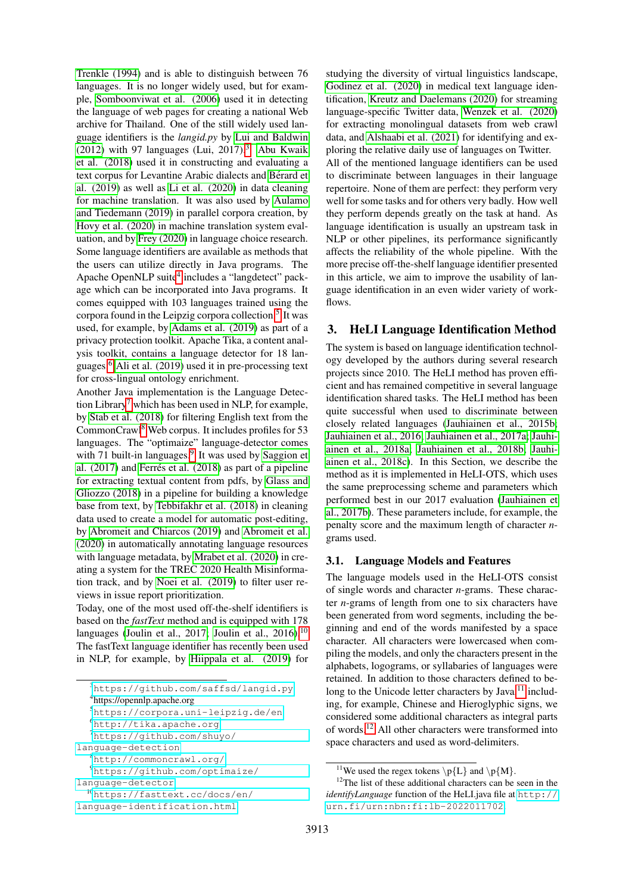Trenkle (1994) and is able to distinguish between 76 languages. It is no longer widely used, but for example, Somboonviwat et al. (2006) used it in detecting the language of web pages for creating a national Web archive for Thailand. One of the still widely used language identifiers is the *langid.py* by Lui and Baldwin (2012) with 97 languages (Lui, 2017).[3] Abu Kwaik et al. (2018) used it in constructing and evaluating a text corpus for Levantine Arabic dialects and Bérard et al. (2019) as well as Li et al. (2020) in data cleaning for machine translation. It was also used by Aulamo and Tiedemann (2019) in parallel corpora creation, by Hovy et al. (2020) in machine translation system evaluation, and by Frey (2020) in language choice research.

Some language identifiers are available as methods that the users can utilize directly in Java programs. The Apache OpenNLP suite[4] includes a "langdetect" package which can be incorporated into Java programs. It comes equipped with 103 languages trained using the corpora found in the Leipzig corpora collection.[5] It was used, for example, by Adams et al. (2019) as part of a privacy protection toolkit. Apache Tika, a content analysis toolkit, contains a language detector for 18 languages.[6] Ali et al. (2019) used it in pre-processing text for cross-lingual ontology enrichment.

Another Java implementation is the Language Detection Library[7] which has been used in NLP, for example, by Stab et al. (2018) for filtering English text from the CommonCrawl[8] Web corpus. It includes profiles for 53 languages. The "optimaize" language-detector comes with 71 built-in languages.[9] It was used by Saggion et al. (2017) and Ferrés et al. (2018) as part of a pipeline for extracting textual content from pdfs, by Glass and Gliozzo (2018) in a pipeline for building a knowledge base from text, by Tebbifakhr et al. (2018) in cleaning data used to create a model for automatic post-editing, by Abromeit and Chiarcos (2019) and Abromeit et al. (2020) in automatically annotating language resources with language metadata, by Mrabet et al. (2020) in creating a system for the TREC 2020 Health Misinformation track, and by Noei et al. (2019) to filter user reviews in issue report prioritization.

Today, one of the most used off-the-shelf identifiers is based on the *fastText* method and is equipped with 178 languages (Joulin et al., 2017; Joulin et al., 2016).[10] The fastText language identifier has recently been used in NLP, for example, by Hiippala et al. (2019) for studying the diversity of virtual linguistics landscape, Godinez et al. (2020) in medical text language identification, Kreutz and Daelemans (2020) for streaming language-specific Twitter data, Wenzek et al. (2020) for extracting monolingual datasets from web crawl data, and Alshaabi et al. (2021) for identifying and exploring the relative daily use of languages on Twitter.

All of the mentioned language identifiers can be used to discriminate between languages in their language repertoire. None of them are perfect: they perform very well for some tasks and for others very badly. How well they perform depends greatly on the task at hand. As language identification is usually an upstream task in NLP or other pipelines, its performance significantly affects the reliability of the whole pipeline. With the more precise off-the-shelf language identifier presented in this article, we aim to improve the usability of language identification in an even wider variety of workflows.

## 3. HeLI Language Identification Method

The system is based on language identification technology developed by the authors during several research projects since 2010. The HeLI method has proven efficient and has remained competitive in several language identification shared tasks. The HeLI method has been quite successful when used to discriminate between closely related languages (Jauhiainen et al., 2015b; Jauhiainen et al., 2016; Jauhiainen et al., 2017a; Jauhiainen et al., 2018a; Jauhiainen et al., 2018b; Jauhiainen et al., 2018c). In this Section, we describe the method as it is implemented in HeLI-OTS, which uses the same preprocessing scheme and parameters which performed best in our 2017 evaluation (Jauhiainen et al., 2017b). These parameters include, for example, the penalty score and the maximum length of character $n$-grams used.

### 3.1. Language Models and Features

The language models used in the HeLI-OTS consist of single words and character $n$-grams. These character $n$-grams of length from one to six characters have been generated from word segments, including the beginning and end of the words manifested by a space character. All characters were lowercased when compiling the models, and only the characters present in the alphabets, logograms, or syllabaries of languages were retained. In addition to those characters defined to belong to the Unicode letter characters by Java,[11] including, for example, Chinese and Hieroglyphic signs, we considered some additional characters as integral parts of words.[12] All other characters were transformed into space characters and used as word-delimiters.

---

[3] https://github.com/saffsd/langid.py
[4] https://opennlp.apache.org
[5] https://corpora.uni-leipzig.de/en
[6] http://tika.apache.org
[7] https://github.com/shuyo/language-detection
[8] http://commoncrawl.org/
[9] https://github.com/optimaize/language-detector
[10] https://fasttext.cc/docs/en/language-identification.html
[11] We used the regex tokens \p{L} and \p{M}.
[12] The list of these additional characters can be seen in the *identifyLanguage* function of the HeLI.java file at http://urn.fi/urn:nbn:fi:lb-2022011702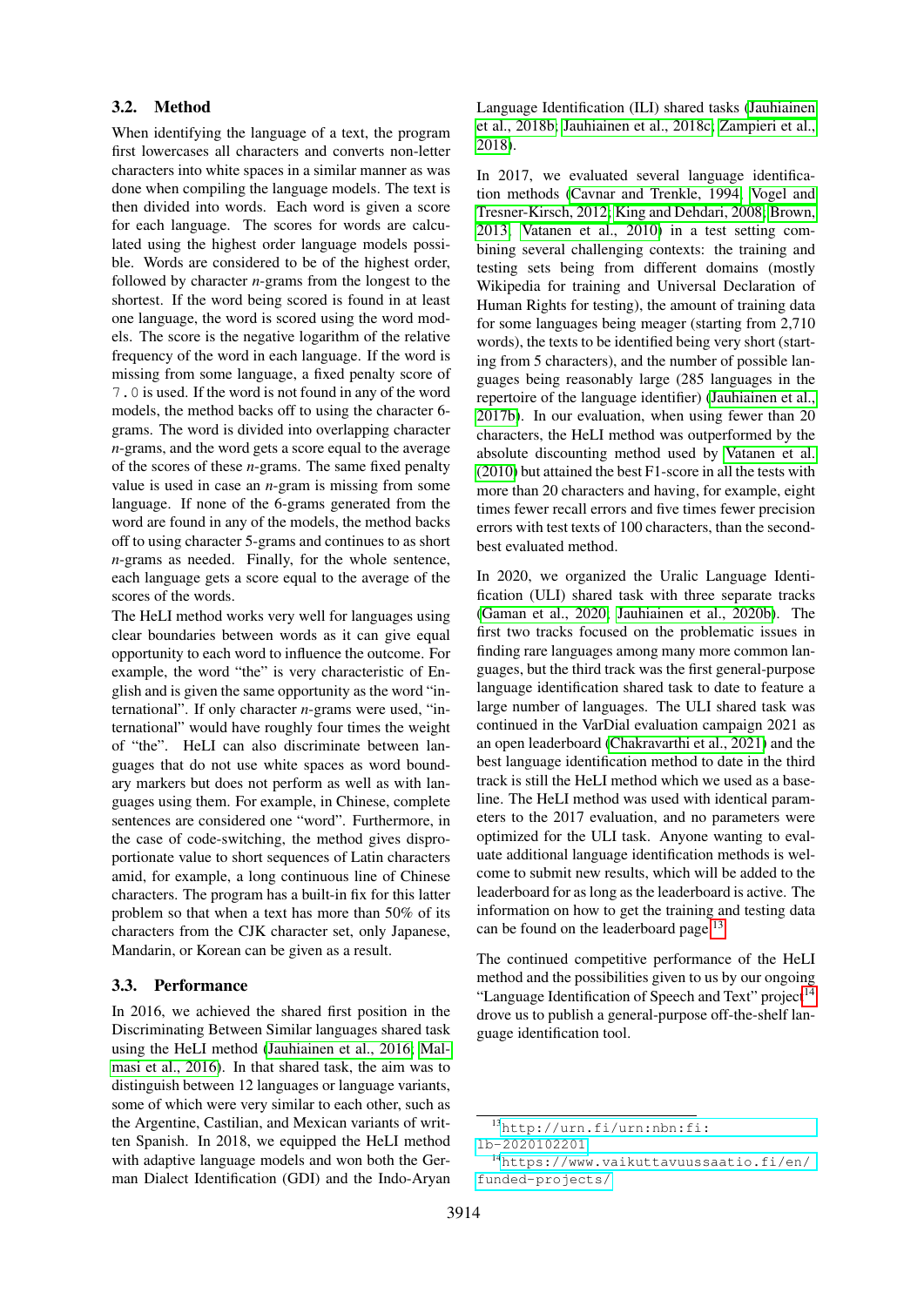### 3.2. Method

When identifying the language of a text, the program first lowercases all characters and converts non-letter characters into white spaces in a similar manner as was done when compiling the language models. The text is then divided into words. Each word is given a score for each language. The scores for words are calculated using the highest order language models possible. Words are considered to be of the highest order, followed by character $n$-grams from the longest to the shortest. If the word being scored is found in at least one language, the word is scored using the word models. The score is the negative logarithm of the relative frequency of the word in each language. If the word is missing from some language, a fixed penalty score of `7.0` is used. If the word is not found in any of the word models, the method backs off to using the character 6-grams. The word is divided into overlapping character $n$-grams, and the word gets a score equal to the average of the scores of these $n$-grams. The same fixed penalty value is used in case an $n$-gram is missing from some language. If none of the 6-grams generated from the word are found in any of the models, the method backs off to using character 5-grams and continues to as short $n$-grams as needed. Finally, for the whole sentence, each language gets a score equal to the average of the scores of the words.

The HeLI method works very well for languages using clear boundaries between words as it can give equal opportunity to each word to influence the outcome. For example, the word "the" is very characteristic of English and is given the same opportunity as the word "international". If only character $n$-grams were used, "international" would have roughly four times the weight of "the". HeLI can also discriminate between languages that do not use white spaces as word boundary markers but does not perform as well as with languages using them. For example, in Chinese, complete sentences are considered one "word". Furthermore, in the case of code-switching, the method gives disproportionate value to short sequences of Latin characters amid, for example, a long continuous line of Chinese characters. The program has a built-in fix for this latter problem so that when a text has more than 50% of its characters from the CJK character set, only Japanese, Mandarin, or Korean can be given as a result.

### 3.3. Performance

In 2016, we achieved the shared first position in the Discriminating Between Similar languages shared task using the HeLI method (Jauhiainen et al., 2016; Malmasi et al., 2016). In that shared task, the aim was to distinguish between 12 languages or language variants, some of which were very similar to each other, such as the Argentine, Castilian, and Mexican variants of written Spanish. In 2018, we equipped the HeLI method with adaptive language models and won both the German Dialect Identification (GDI) and the Indo-Aryan Language Identification (ILI) shared tasks (Jauhiainen et al., 2018b; Jauhiainen et al., 2018c; Zampieri et al., 2018).

In 2017, we evaluated several language identification methods (Cavnar and Trenkle, 1994; Vogel and Tresner-Kirsch, 2012; King and Dehdari, 2008; Brown, 2013; Vatanen et al., 2010) in a test setting combining several challenging contexts: the training and testing sets being from different domains (mostly Wikipedia for training and Universal Declaration of Human Rights for testing), the amount of training data for some languages being meager (starting from 2,710 words), the texts to be identified being very short (starting from 5 characters), and the number of possible languages being reasonably large (285 languages in the repertoire of the language identifier) (Jauhiainen et al., 2017b). In our evaluation, when using fewer than 20 characters, the HeLI method was outperformed by the absolute discounting method used by Vatanen et al. (2010) but attained the best F1-score in all the tests with more than 20 characters and having, for example, eight times fewer recall errors and five times fewer precision errors with test texts of 100 characters, than the second-best evaluated method.

In 2020, we organized the Uralic Language Identification (ULI) shared task with three separate tracks (Gaman et al., 2020; Jauhiainen et al., 2020b). The first two tracks focused on the problematic issues in finding rare languages among many more common languages, but the third track was the first general-purpose language identification shared task to date to feature a large number of languages. The ULI shared task was continued in the VarDial evaluation campaign 2021 as an open leaderboard (Chakravarthi et al., 2021) and the best language identification method to date in the third track is still the HeLI method which we used as a baseline. The HeLI method was used with identical parameters to the 2017 evaluation, and no parameters were optimized for the ULI task. Anyone wanting to evaluate additional language identification methods is welcome to submit new results, which will be added to the leaderboard for as long as the leaderboard is active. The information on how to get the training and testing data can be found on the leaderboard page[13].

The continued competitive performance of the HeLI method and the possibilities given to us by our ongoing "Language Identification of Speech and Text" project[14] drove us to publish a general-purpose off-the-shelf language identification tool.

[13] http://urn.fi/urn:nbn:fi:lb-2020102201

[14] https://www.vaikuttavuussaatio.fi/en/funded-projects/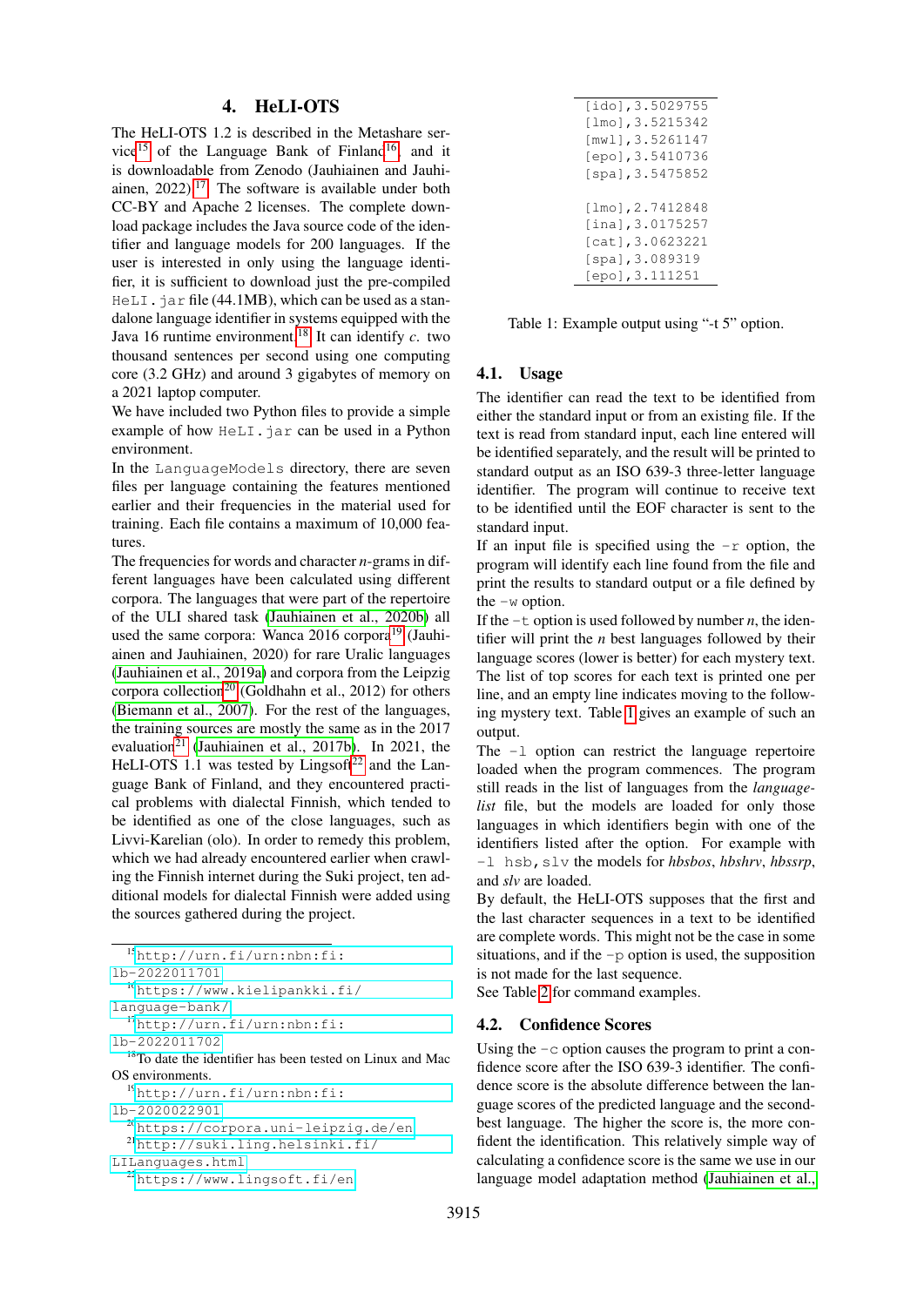## 4. HeLI-OTS

The HeLI-OTS 1.2 is described in the Metashare service[15] of the Language Bank of Finland[16], and it is downloadable from Zenodo (Jauhiainen and Jauhiainen, 2022)[17]. The software is available under both CC-BY and Apache 2 licenses. The complete download package includes the Java source code of the identifier and language models for 200 languages. If the user is interested in only using the language identifier, it is sufficient to download just the pre-compiled `HeLI.jar` file (44.1MB), which can be used as a standalone language identifier in systems equipped with the Java 16 runtime environment.[18] It can identify *c.* two thousand sentences per second using one computing core (3.2 GHz) and around 3 gigabytes of memory on a 2021 laptop computer.

We have included two Python files to provide a simple example of how `HeLI.jar` can be used in a Python environment.

In the `LanguageModels` directory, there are seven files per language containing the features mentioned earlier and their frequencies in the material used for training. Each file contains a maximum of 10,000 features.

The frequencies for words and character *n*-grams in different languages have been calculated using different corpora. The languages that were part of the repertoire of the ULI shared task (Jauhiainen et al., 2020b) all used the same corpora: Wanca 2016 corpora[19] (Jauhiainen and Jauhiainen, 2020) for rare Uralic languages (Jauhiainen et al., 2019a) and corpora from the Leipzig corpora collection[20] (Goldhahn et al., 2012) for others (Biemann et al., 2007). For the rest of the languages, the training sources are mostly the same as in the 2017 evaluation[21] (Jauhiainen et al., 2017b). In 2021, the HeLI-OTS 1.1 was tested by Lingsoft[22] and the Language Bank of Finland, and they encountered practical problems with dialectal Finnish, which tended to be identified as one of the close languages, such as Livvi-Karelian (olo). In order to remedy this problem, which we had already encountered earlier when crawling the Finnish internet during the Suki project, ten additional models for dialectal Finnish were added using the sources gathered during the project.

[15] http://urn.fi/urn:nbn:fi:lb-2022011701

[16] https://www.kielipankki.fi/language-bank/

[17] http://urn.fi/urn:nbn:fi:lb-2022011702

[18] To date the identifier has been tested on Linux and Mac OS environments.

[19] http://urn.fi/urn:nbn:fi:lb-2020022901

[20] https://corpora.uni-leipzig.de/en

[21] http://suki.ling.helsinki.fi/LILanguages.html

[22] https://www.lingsoft.fi/en

```
[ido],3.5029755
[lmo],3.5215342
[mwl],3.5261147
[epo],3.5410736
[spa],3.5475852

[lmo],2.7412848
[ina],3.0175257
[cat],3.0623221
[spa],3.089319
[epo],3.111251
```

Table 1: Example output using "-t 5" option.

### 4.1. Usage

The identifier can read the text to be identified from either the standard input or from an existing file. If the text is read from standard input, each line entered will be identified separately, and the result will be printed to standard output as an ISO 639-3 three-letter language identifier. The program will continue to receive text to be identified until the EOF character is sent to the standard input.

If an input file is specified using the `-r` option, the program will identify each line found from the file and print the results to standard output or a file defined by the `-w` option.

If the `-t` option is used followed by number *n*, the identifier will print the *n* best languages followed by their language scores (lower is better) for each mystery text. The list of top scores for each text is printed one per line, and an empty line indicates moving to the following mystery text. Table 1 gives an example of such an output.

The `-l` option can restrict the language repertoire loaded when the program commences. The program still reads in the list of languages from the *languagelist* file, but the models are loaded for only those languages in which identifiers begin with one of the identifiers listed after the option. For example with `-l hsb,slv` the models for *hbsbos*, *hbshrv*, *hbssrp*, and *slv* are loaded.

By default, the HeLI-OTS supposes that the first and the last character sequences in a text to be identified are complete words. This might not be the case in some situations, and if the `-p` option is used, the supposition is not made for the last sequence.

See Table 2 for command examples.

### 4.2. Confidence Scores

Using the `-c` option causes the program to print a confidence score after the ISO 639-3 identifier. The confidence score is the absolute difference between the language scores of the predicted language and the second-best language. The higher the score is, the more confident the identification. This relatively simple way of calculating a confidence score is the same we use in our language model adaptation method (Jauhiainen et al.,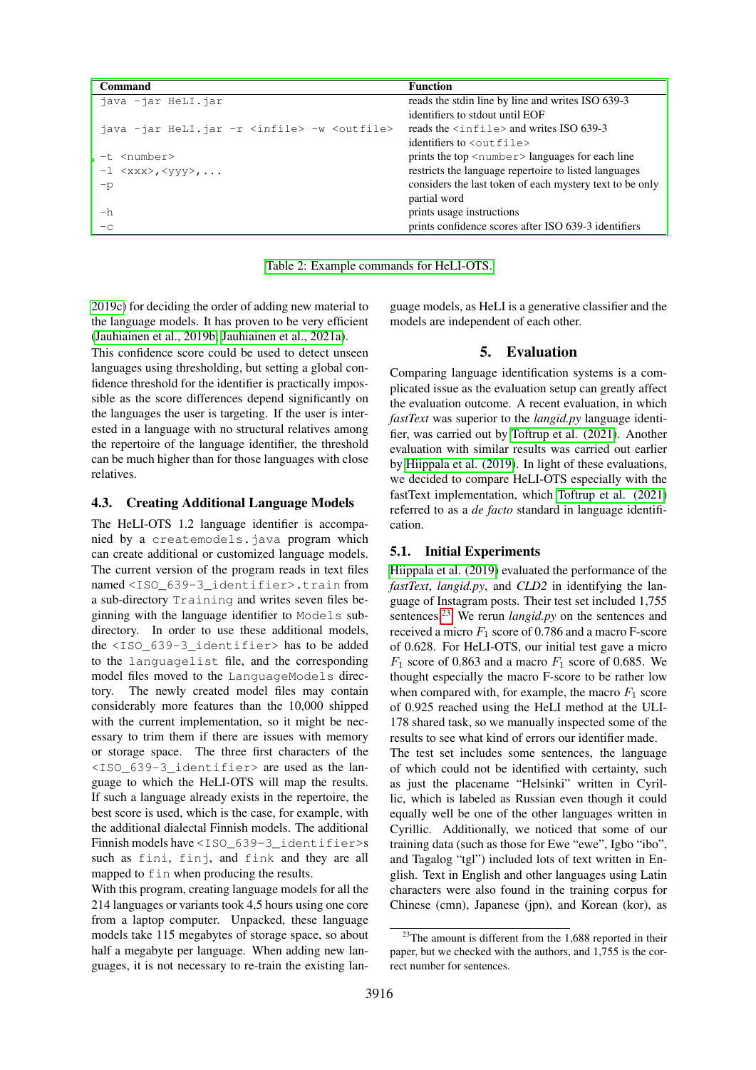| Command | Function |
|---|---|
| java -jar HeLI.jar | reads the stdin line by line and writes ISO 639-3 identifiers to stdout until EOF |
| java -jar HeLI.jar -r <infile> -w <outfile> | reads the <infile> and writes ISO 639-3 identifiers to <outfile> |
| -t <number> | prints the top <number> languages for each line |
| -l <xxx>,<yyy>,... | restricts the language repertoire to listed languages |
| -p | considers the last token of each mystery text to be only partial word |
| -h | prints usage instructions |
| -c | prints confidence scores after ISO 639-3 identifiers |

Table 2: Example commands for HeLI-OTS.

2019c) for deciding the order of adding new material to the language models. It has proven to be very efficient (Jauhiainen et al., 2019b; Jauhiainen et al., 2021a).

This confidence score could be used to detect unseen languages using thresholding, but setting a global confidence threshold for the identifier is practically impossible as the score differences depend significantly on the languages the user is targeting. If the user is interested in a language with no structural relatives among the repertoire of the language identifier, the threshold can be much higher than for those languages with close relatives.

### 4.3. Creating Additional Language Models

The HeLI-OTS 1.2 language identifier is accompanied by a createmodels.java program which can create additional or customized language models. The current version of the program reads in text files named <ISO_639-3_identifier>.train from a sub-directory Training and writes seven files beginning with the language identifier to Models sub-directory. In order to use these additional models, the <ISO_639-3_identifier> has to be added to the languagelist file, and the corresponding model files moved to the LanguageModels directory. The newly created model files may contain considerably more features than the 10,000 shipped with the current implementation, so it might be necessary to trim them if there are issues with memory or storage space. The three first characters of the <ISO_639-3_identifier> are used as the language to which the HeLI-OTS will map the results. If such a language already exists in the repertoire, the best score is used, which is the case, for example, with the additional dialectal Finnish models. The additional Finnish models have <ISO_639-3_identifier>s such as fini, finj, and fink and they are all mapped to fin when producing the results.

With this program, creating language models for all the 214 languages or variants took 4,5 hours using one core from a laptop computer. Unpacked, these language models take 115 megabytes of storage space, so about half a megabyte per language. When adding new languages, it is not necessary to re-train the existing language models, as HeLI is a generative classifier and the models are independent of each other.

## 5. Evaluation

Comparing language identification systems is a complicated issue as the evaluation setup can greatly affect the evaluation outcome. A recent evaluation, in which *fastText* was superior to the *langid.py* language identifier, was carried out by Toftrup et al. (2021). Another evaluation with similar results was carried out earlier by Hiippala et al. (2019). In light of these evaluations, we decided to compare HeLI-OTS especially with the fastText implementation, which Toftrup et al. (2021) referred to as a *de facto* standard in language identification.

### 5.1. Initial Experiments

Hiippala et al. (2019) evaluated the performance of the *fastText*, *langid.py*, and *CLD2* in identifying the language of Instagram posts. Their test set included 1,755 sentences.[23] We rerun *langid.py* on the sentences and received a micro $F_1$ score of 0.786 and a macro F-score of 0.628. For HeLI-OTS, our initial test gave a micro $F_1$ score of 0.863 and a macro $F_1$ score of 0.685. We thought especially the macro F-score to be rather low when compared with, for example, the macro $F_1$ score of 0.925 reached using the HeLI method at the ULI-178 shared task, so we manually inspected some of the results to see what kind of errors our identifier made.

The test set includes some sentences, the language of which could not be identified with certainty, such as just the placename "Helsinki" written in Cyrillic, which is labeled as Russian even though it could equally well be one of the other languages written in Cyrillic. Additionally, we noticed that some of our training data (such as those for Ewe "ewe", Igbo "ibo", and Tagalog "tgl") included lots of text written in English. Text in English and other languages using Latin characters were also found in the training corpus for Chinese (cmn), Japanese (jpn), and Korean (kor), as

[23] The amount is different from the 1,688 reported in their paper, but we checked with the authors, and 1,755 is the correct number for sentences.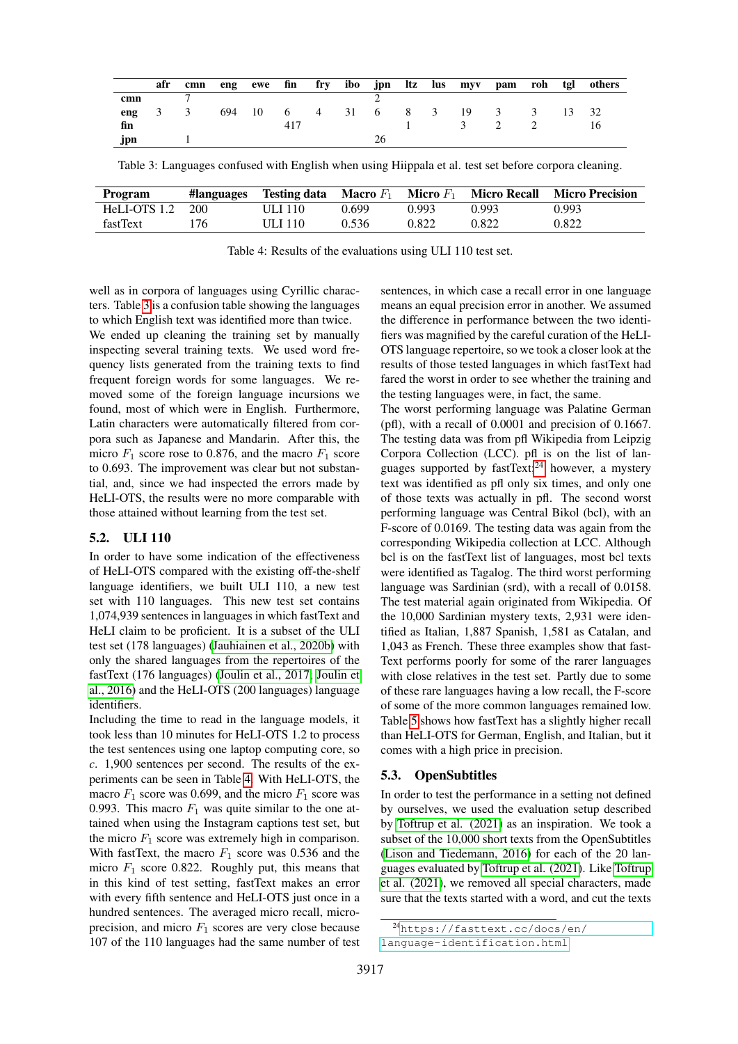| | afr | cmn | eng | ewe | fin | fry | ibo | jpn | ltz | lus | myv | pam | roh | tgl | others |
|---|---|---|---|---|---|---|---|---|---|---|---|---|---|---|---|
| **cmn** | | 7 | | | | | | 2 | | | | | | | |
| **eng** | 3 | 3 | 694 | 10 | 6 | 4 | 31 | 6 | 8 | 3 | 19 | 3 | 3 | 13 | 32 |
| **fin** | | | | | 417 | | | | 1 | | 3 | 2 | 2 | | 16 |
| **jpn** | | 1 | | | | | | 26 | | | | | | | |

Table 3: Languages confused with English when using Hiippala et al. test set before corpora cleaning.

| Program | #languages | Testing data | Macro $F_1$ | Micro $F_1$ | Micro Recall | Micro Precision |
|---|---|---|---|---|---|---|
| HeLI-OTS 1.2 | 200 | ULI 110 | 0.699 | 0.993 | 0.993 | 0.993 |
| fastText | 176 | ULI 110 | 0.536 | 0.822 | 0.822 | 0.822 |

Table 4: Results of the evaluations using ULI 110 test set.

well as in corpora of languages using Cyrillic characters. Table 3 is a confusion table showing the languages to which English text was identified more than twice. We ended up cleaning the training set by manually inspecting several training texts. We used frequency lists generated from the training texts to find frequent foreign words for some languages. We removed some of the foreign language incursions we found, most of which were in English. Furthermore, Latin characters were automatically filtered from corpora such as Japanese and Mandarin. After this, the micro $F_1$ score rose to 0.876, and the macro $F_1$ score to 0.693. The improvement was clear but not substantial, and, since we had inspected the errors made by HeLI-OTS, the results were no more comparable with those attained without learning from the test set.

## 5.2. ULI 110

In order to have some indication of the effectiveness of HeLI-OTS compared with the existing off-the-shelf language identifiers, we built ULI 110, a new test set with 110 languages. This new test set contains 1,074,939 sentences in languages in which fastText and HeLI claim to be proficient. It is a subset of the ULI test set (178 languages) (Jauhiainen et al., 2020b) with only the shared languages from the repertoires of the fastText (176 languages) (Joulin et al., 2017; Joulin et al., 2016) and the HeLI-OTS (200 languages) language identifiers.

Including the time to read in the language models, it took less than 10 minutes for HeLI-OTS 1.2 to process the test sentences using one laptop computing core, so *c.* 1,900 sentences per second. The results of the experiments can be seen in Table 4. With HeLI-OTS, the macro $F_1$ score was 0.699, and the micro $F_1$ score was 0.993. This macro $F_1$ was quite similar to the one attained when using the Instagram captions test set, but the micro $F_1$ score was extremely high in comparison. With fastText, the macro $F_1$ score was 0.536 and the micro $F_1$ score 0.822. Roughly put, this means that in this kind of test setting, fastText makes an error with every fifth sentence and HeLI-OTS just once in a hundred sentences. The averaged micro recall, micro-precision, and micro $F_1$ scores are very close because 107 of the 110 languages had the same number of test sentences, in which case a recall error in one language means an equal precision error in another. We assumed the difference in performance between the two identifiers was magnified by the careful curation of the HeLI-OTS language repertoire, so we took a closer look at the results of those tested languages in which fastText had fared the worst in order to see whether the training and the testing languages were, in fact, the same.

The worst performing language was Palatine German (pfl), with a recall of 0.0001 and precision of 0.1667. The testing data was from pfl Wikipedia from Leipzig Corpora Collection (LCC). pfl is on the list of languages supported by fastText;[24] however, a mystery text was identified as pfl only six times, and only one of those texts was actually in pfl. The second worst performing language was Central Bikol (bcl), with an F-score of 0.0169. The testing data was again from the corresponding Wikipedia collection at LCC. Although bcl is on the fastText list of languages, most bcl texts were identified as Tagalog. The third worst performing language was Sardinian (srd), with a recall of 0.0158. The test material again originated from Wikipedia. Of the 10,000 Sardinian mystery texts, 2,931 were identified as Italian, 1,887 Spanish, 1,581 as Catalan, and 1,043 as French. These three examples show that fastText performs poorly for some of the rarer languages with close relatives in the test set. Partly due to some of these rare languages having a low recall, the F-score of some of the more common languages remained low. Table 5 shows how fastText has a slightly higher recall than HeLI-OTS for German, English, and Italian, but it comes with a high price in precision.

## 5.3. OpenSubtitles

In order to test the performance in a setting not defined by ourselves, we used the evaluation setup described by Toftrup et al. (2021) as an inspiration. We took a subset of the 10,000 short texts from the OpenSubtitles (Lison and Tiedemann, 2016) for each of the 20 languages evaluated by Toftrup et al. (2021). Like Toftrup et al. (2021), we removed all special characters, made sure that the texts started with a word, and cut the texts

[24] https://fasttext.cc/docs/en/language-identification.html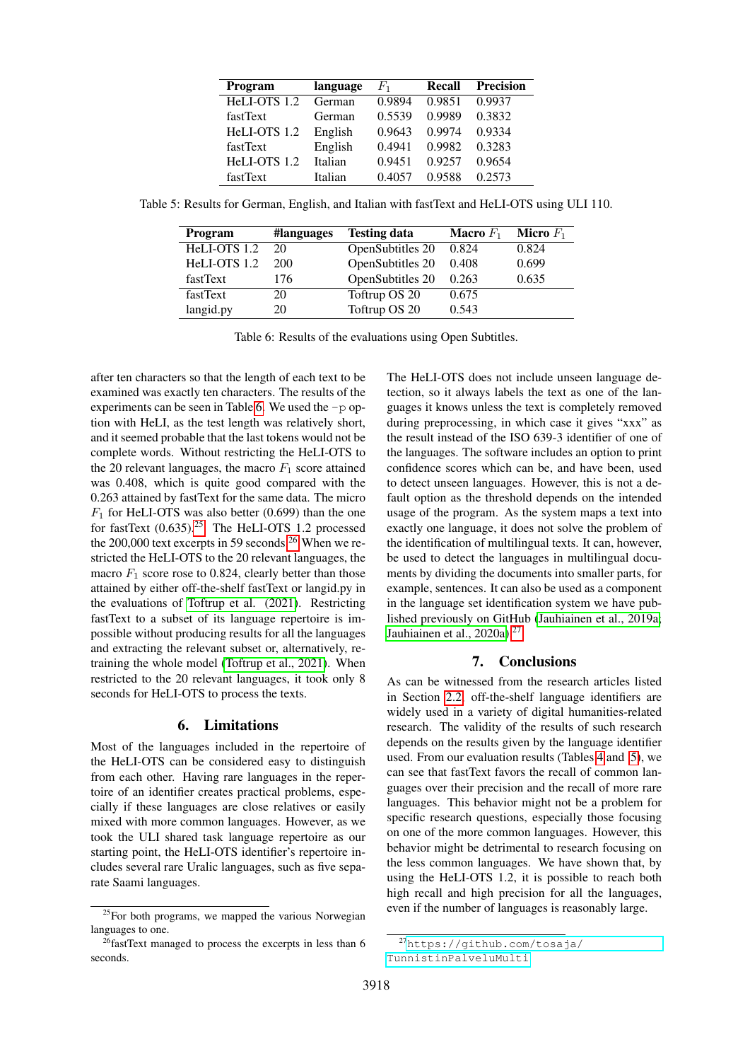| Program | language | $F_1$ | Recall | Precision |
|---|---|---|---|---|
| HeLI-OTS 1.2 | German | 0.9894 | 0.9851 | 0.9937 |
| fastText | German | 0.5539 | 0.9989 | 0.3832 |
| HeLI-OTS 1.2 | English | 0.9643 | 0.9974 | 0.9334 |
| fastText | English | 0.4941 | 0.9982 | 0.3283 |
| HeLI-OTS 1.2 | Italian | 0.9451 | 0.9257 | 0.9654 |
| fastText | Italian | 0.4057 | 0.9588 | 0.2573 |

Table 5: Results for German, English, and Italian with fastText and HeLI-OTS using ULI 110.

| Program | #languages | Testing data | Macro $F_1$ | Micro $F_1$ |
|---|---|---|---|---|
| HeLI-OTS 1.2 | 20 | OpenSubtitles 20 | 0.824 | 0.824 |
| HeLI-OTS 1.2 | 200 | OpenSubtitles 20 | 0.408 | 0.699 |
| fastText | 176 | OpenSubtitles 20 | 0.263 | 0.635 |
| fastText | 20 | Toftrup OS 20 | 0.675 | |
| langid.py | 20 | Toftrup OS 20 | 0.543 | |

Table 6: Results of the evaluations using Open Subtitles.

after ten characters so that the length of each text to be examined was exactly ten characters. The results of the experiments can be seen in Table 6. We used the `-p` option with HeLI, as the test length was relatively short, and it seemed probable that the last tokens would not be complete words. Without restricting the HeLI-OTS to the 20 relevant languages, the macro $F_1$ score attained was 0.408, which is quite good compared with the 0.263 attained by fastText for the same data. The micro $F_1$ for HeLI-OTS was also better (0.699) than the one for fastText (0.635).[25] The HeLI-OTS 1.2 processed the 200,000 text excerpts in 59 seconds.[26] When we restricted the HeLI-OTS to the 20 relevant languages, the macro $F_1$ score rose to 0.824, clearly better than those attained by either off-the-shelf fastText or langid.py in the evaluations of Toftrup et al. (2021). Restricting fastText to a subset of its language repertoire is impossible without producing results for all the languages and extracting the relevant subset or, alternatively, retraining the whole model (Toftrup et al., 2021). When restricted to the 20 relevant languages, it took only 8 seconds for HeLI-OTS to process the texts.

## 6. Limitations

Most of the languages included in the repertoire of the HeLI-OTS can be considered easy to distinguish from each other. Having rare languages in the repertoire of an identifier creates practical problems, especially if these languages are close relatives or easily mixed with more common languages. However, as we took the ULI shared task language repertoire as our starting point, the HeLI-OTS identifier's repertoire includes several rare Uralic languages, such as five separate Saami languages.

The HeLI-OTS does not include unseen language detection, so it always labels the text as one of the languages it knows unless the text is completely removed during preprocessing, in which case it gives "xxx" as the result instead of the ISO 639-3 identifier of one of the languages. The software includes an option to print confidence scores which can be, and have been, used to detect unseen languages. However, this is not a default option as the threshold depends on the intended usage of the program. As the system maps a text into exactly one language, it does not solve the problem of the identification of multilingual texts. It can, however, be used to detect the languages in multilingual documents by dividing the documents into smaller parts, for example, sentences. It can also be used as a component in the language set identification system we have published previously on GitHub (Jauhiainen et al., 2019a; Jauhiainen et al., 2020a).[27]

## 7. Conclusions

As can be witnessed from the research articles listed in Section 2.2, off-the-shelf language identifiers are widely used in a variety of digital humanities-related research. The validity of the results of such research depends on the results given by the language identifier used. From our evaluation results (Tables 4 and 5), we can see that fastText favors the recall of common languages over their precision and the recall of more rare languages. This behavior might not be a problem for specific research questions, especially those focusing on one of the more common languages. However, this behavior might be detrimental to research focusing on the less common languages. We have shown that, by using the HeLI-OTS 1.2, it is possible to reach both high recall and high precision for all the languages, even if the number of languages is reasonably large.

[25] For both programs, we mapped the various Norwegian languages to one.

[26] fastText managed to process the excerpts in less than 6 seconds.

[27] https://github.com/tosaja/TunnistinPalveluMulti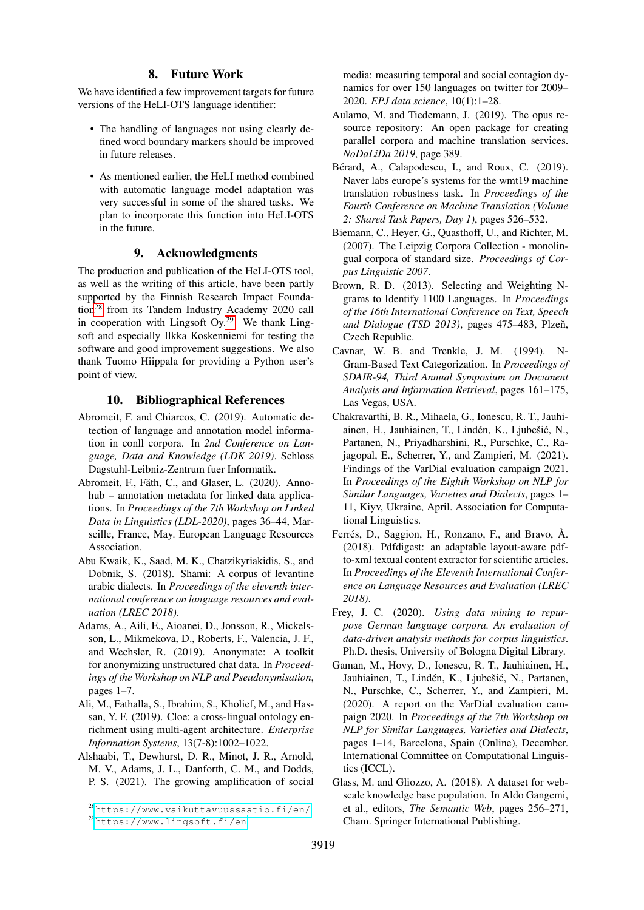## 8. Future Work

We have identified a few improvement targets for future versions of the HeLI-OTS language identifier:

- The handling of languages not using clearly defined word boundary markers should be improved in future releases.
- As mentioned earlier, the HeLI method combined with automatic language model adaptation was very successful in some of the shared tasks. We plan to incorporate this function into HeLI-OTS in the future.

## 9. Acknowledgments

The production and publication of the HeLI-OTS tool, as well as the writing of this article, have been partly supported by the Finnish Research Impact Foundation[28] from its Tandem Industry Academy 2020 call in cooperation with Lingsoft Oy.[29] We thank Lingsoft and especially Ilkka Koskenniemi for testing the software and good improvement suggestions. We also thank Tuomo Hiippala for providing a Python user's point of view.

## 10. Bibliographical References

Abromeit, F. and Chiarcos, C. (2019). Automatic detection of language and annotation model information in conll corpora. In *2nd Conference on Language, Data and Knowledge (LDK 2019)*. Schloss Dagstuhl-Leibniz-Zentrum fuer Informatik.

Abromeit, F., Fäth, C., and Glaser, L. (2020). Annohub – annotation metadata for linked data applications. In *Proceedings of the 7th Workshop on Linked Data in Linguistics (LDL-2020)*, pages 36–44, Marseille, France, May. European Language Resources Association.

Abu Kwaik, K., Saad, M. K., Chatzikyriakidis, S., and Dobnik, S. (2018). Shami: A corpus of levantine arabic dialects. In *Proceedings of the eleventh international conference on language resources and evaluation (LREC 2018)*.

Adams, A., Aili, E., Aioanei, D., Jonsson, R., Mickelsson, L., Mikmekova, D., Roberts, F., Valencia, J. F., and Wechsler, R. (2019). Anonymate: A toolkit for anonymizing unstructured chat data. In *Proceedings of the Workshop on NLP and Pseudonymisation*, pages 1–7.

Ali, M., Fathalla, S., Ibrahim, S., Kholief, M., and Hassan, Y. F. (2019). Cloe: a cross-lingual ontology enrichment using multi-agent architecture. *Enterprise Information Systems*, 13(7-8):1002–1022.

Alshaabi, T., Dewhurst, D. R., Minot, J. R., Arnold, M. V., Adams, J. L., Danforth, C. M., and Dodds, P. S. (2021). The growing amplification of social media: measuring temporal and social contagion dynamics for over 150 languages on twitter for 2009–2020. *EPJ data science*, 10(1):1–28.

Aulamo, M. and Tiedemann, J. (2019). The opus resource repository: An open package for creating parallel corpora and machine translation services. *NoDaLiDa 2019*, page 389.

Bérard, A., Calapodescu, I., and Roux, C. (2019). Naver labs europe's systems for the wmt19 machine translation robustness task. In *Proceedings of the Fourth Conference on Machine Translation (Volume 2: Shared Task Papers, Day 1)*, pages 526–532.

Biemann, C., Heyer, G., Quasthoff, U., and Richter, M. (2007). The Leipzig Corpora Collection - monolingual corpora of standard size. *Proceedings of Corpus Linguistic 2007*.

Brown, R. D. (2013). Selecting and Weighting N-grams to Identify 1100 Languages. In *Proceedings of the 16th International Conference on Text, Speech and Dialogue (TSD 2013)*, pages 475–483, Plzeň, Czech Republic.

Cavnar, W. B. and Trenkle, J. M. (1994). N-Gram-Based Text Categorization. In *Proceedings of SDAIR-94, Third Annual Symposium on Document Analysis and Information Retrieval*, pages 161–175, Las Vegas, USA.

Chakravarthi, B. R., Mihaela, G., Ionescu, R. T., Jauhiainen, H., Jauhiainen, T., Lindén, K., Ljubešić, N., Partanen, N., Priyadharshini, R., Purschke, C., Rajagopal, E., Scherrer, Y., and Zampieri, M. (2021). Findings of the VarDial evaluation campaign 2021. In *Proceedings of the Eighth Workshop on NLP for Similar Languages, Varieties and Dialects*, pages 1–11, Kiyv, Ukraine, April. Association for Computational Linguistics.

Ferrés, D., Saggion, H., Ronzano, F., and Bravo, À. (2018). Pdfdigest: an adaptable layout-aware pdf-to-xml textual content extractor for scientific articles. In *Proceedings of the Eleventh International Conference on Language Resources and Evaluation (LREC 2018)*.

Frey, J. C. (2020). *Using data mining to repurpose German language corpora. An evaluation of data-driven analysis methods for corpus linguistics*. Ph.D. thesis, University of Bologna Digital Library.

Gaman, M., Hovy, D., Ionescu, R. T., Jauhiainen, H., Jauhiainen, T., Lindén, K., Ljubešić, N., Partanen, N., Purschke, C., Scherrer, Y., and Zampieri, M. (2020). A report on the VarDial evaluation campaign 2020. In *Proceedings of the 7th Workshop on NLP for Similar Languages, Varieties and Dialects*, pages 1–14, Barcelona, Spain (Online), December. International Committee on Computational Linguistics (ICCL).

Glass, M. and Gliozzo, A. (2018). A dataset for web-scale knowledge base population. In Aldo Gangemi, et al., editors, *The Semantic Web*, pages 256–271, Cham. Springer International Publishing.

[28] https://www.vaikuttavuussaatio.fi/en/

[29] https://www.lingsoft.fi/en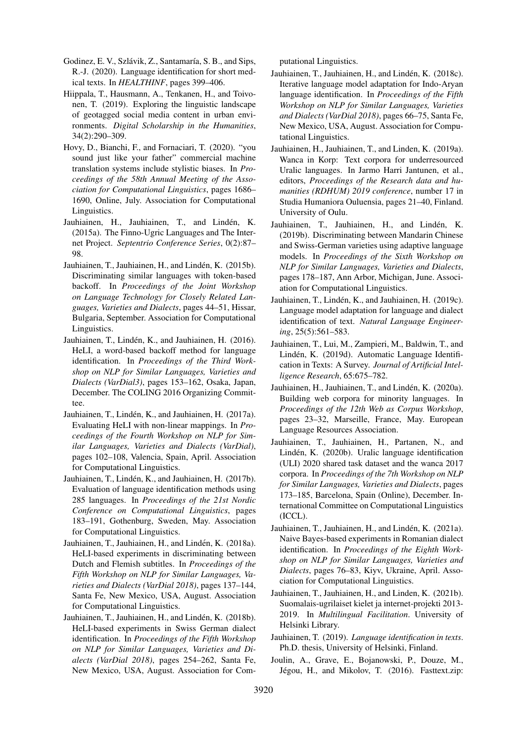Godinez, E. V., Szlávik, Z., Santamaría, S. B., and Sips, R.-J. (2020). Language identification for short medical texts. In *HEALTHINF*, pages 399–406.

Hiippala, T., Hausmann, A., Tenkanen, H., and Toivonen, T. (2019). Exploring the linguistic landscape of geotagged social media content in urban environments. *Digital Scholarship in the Humanities*, 34(2):290–309.

Hovy, D., Bianchi, F., and Fornaciari, T. (2020). "you sound just like your father" commercial machine translation systems include stylistic biases. In *Proceedings of the 58th Annual Meeting of the Association for Computational Linguistics*, pages 1686–1690, Online, July. Association for Computational Linguistics.

Jauhiainen, H., Jauhiainen, T., and Lindén, K. (2015a). The Finno-Ugric Languages and The Internet Project. *Septentrio Conference Series*, 0(2):87–98.

Jauhiainen, T., Jauhiainen, H., and Lindén, K. (2015b). Discriminating similar languages with token-based backoff. In *Proceedings of the Joint Workshop on Language Technology for Closely Related Languages, Varieties and Dialects*, pages 44–51, Hissar, Bulgaria, September. Association for Computational Linguistics.

Jauhiainen, T., Lindén, K., and Jauhiainen, H. (2016). HeLI, a word-based backoff method for language identification. In *Proceedings of the Third Workshop on NLP for Similar Languages, Varieties and Dialects (VarDial3)*, pages 153–162, Osaka, Japan, December. The COLING 2016 Organizing Committee.

Jauhiainen, T., Lindén, K., and Jauhiainen, H. (2017a). Evaluating HeLI with non-linear mappings. In *Proceedings of the Fourth Workshop on NLP for Similar Languages, Varieties and Dialects (VarDial)*, pages 102–108, Valencia, Spain, April. Association for Computational Linguistics.

Jauhiainen, T., Lindén, K., and Jauhiainen, H. (2017b). Evaluation of language identification methods using 285 languages. In *Proceedings of the 21st Nordic Conference on Computational Linguistics*, pages 183–191, Gothenburg, Sweden, May. Association for Computational Linguistics.

Jauhiainen, T., Jauhiainen, H., and Lindén, K. (2018a). HeLI-based experiments in discriminating between Dutch and Flemish subtitles. In *Proceedings of the Fifth Workshop on NLP for Similar Languages, Varieties and Dialects (VarDial 2018)*, pages 137–144, Santa Fe, New Mexico, USA, August. Association for Computational Linguistics.

Jauhiainen, T., Jauhiainen, H., and Lindén, K. (2018b). HeLI-based experiments in Swiss German dialect identification. In *Proceedings of the Fifth Workshop on NLP for Similar Languages, Varieties and Dialects (VarDial 2018)*, pages 254–262, Santa Fe, New Mexico, USA, August. Association for Computational Linguistics.

Jauhiainen, T., Jauhiainen, H., and Lindén, K. (2018c). Iterative language model adaptation for Indo-Aryan language identification. In *Proceedings of the Fifth Workshop on NLP for Similar Languages, Varieties and Dialects (VarDial 2018)*, pages 66–75, Santa Fe, New Mexico, USA, August. Association for Computational Linguistics.

Jauhiainen, H., Jauhiainen, T., and Linden, K. (2019a). Wanca in Korp: Text corpora for underresourced Uralic languages. In Jarmo Harri Jantunen, et al., editors, *Proceedings of the Research data and humanities (RDHUM) 2019 conference*, number 17 in Studia Humaniora Ouluensia, pages 21–40, Finland. University of Oulu.

Jauhiainen, T., Jauhiainen, H., and Lindén, K. (2019b). Discriminating between Mandarin Chinese and Swiss-German varieties using adaptive language models. In *Proceedings of the Sixth Workshop on NLP for Similar Languages, Varieties and Dialects*, pages 178–187, Ann Arbor, Michigan, June. Association for Computational Linguistics.

Jauhiainen, T., Lindén, K., and Jauhiainen, H. (2019c). Language model adaptation for language and dialect identification of text. *Natural Language Engineering*, 25(5):561–583.

Jauhiainen, T., Lui, M., Zampieri, M., Baldwin, T., and Lindén, K. (2019d). Automatic Language Identification in Texts: A Survey. *Journal of Artificial Intelligence Research*, 65:675–782.

Jauhiainen, H., Jauhiainen, T., and Lindén, K. (2020a). Building web corpora for minority languages. In *Proceedings of the 12th Web as Corpus Workshop*, pages 23–32, Marseille, France, May. European Language Resources Association.

Jauhiainen, T., Jauhiainen, H., Partanen, N., and Lindén, K. (2020b). Uralic language identification (ULI) 2020 shared task dataset and the wanca 2017 corpora. In *Proceedings of the 7th Workshop on NLP for Similar Languages, Varieties and Dialects*, pages 173–185, Barcelona, Spain (Online), December. International Committee on Computational Linguistics (ICCL).

Jauhiainen, T., Jauhiainen, H., and Lindén, K. (2021a). Naive Bayes-based experiments in Romanian dialect identification. In *Proceedings of the Eighth Workshop on NLP for Similar Languages, Varieties and Dialects*, pages 76–83, Kiyv, Ukraine, April. Association for Computational Linguistics.

Jauhiainen, T., Jauhiainen, H., and Linden, K. (2021b). Suomalais-ugrilaiset kielet ja internet-projekti 2013-2019. In *Multilingual Facilitation*. University of Helsinki Library.

Jauhiainen, T. (2019). *Language identification in texts*. Ph.D. thesis, University of Helsinki, Finland.

Joulin, A., Grave, E., Bojanowski, P., Douze, M., Jégou, H., and Mikolov, T. (2016). Fasttext.zip: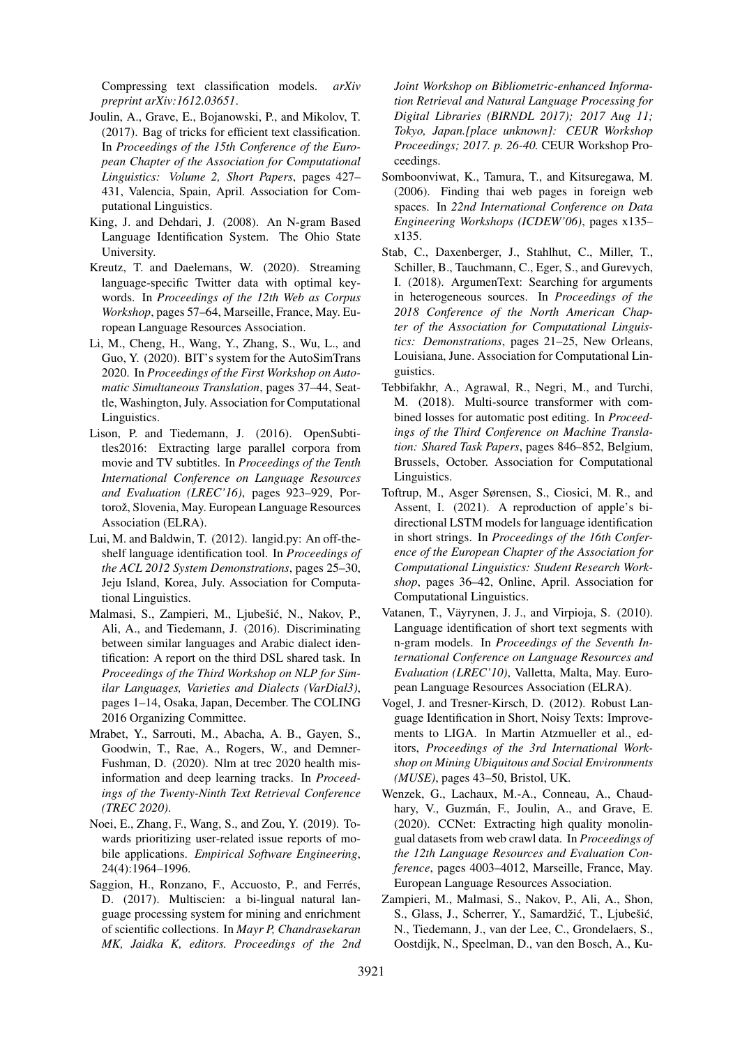Compressing text classification models. *arXiv preprint arXiv:1612.03651*.

Joulin, A., Grave, E., Bojanowski, P., and Mikolov, T. (2017). Bag of tricks for efficient text classification. In *Proceedings of the 15th Conference of the European Chapter of the Association for Computational Linguistics: Volume 2, Short Papers*, pages 427–431, Valencia, Spain, April. Association for Computational Linguistics.

King, J. and Dehdari, J. (2008). An N-gram Based Language Identification System. The Ohio State University.

Kreutz, T. and Daelemans, W. (2020). Streaming language-specific Twitter data with optimal keywords. In *Proceedings of the 12th Web as Corpus Workshop*, pages 57–64, Marseille, France, May. European Language Resources Association.

Li, M., Cheng, H., Wang, Y., Zhang, S., Wu, L., and Guo, Y. (2020). BIT's system for the AutoSimTrans 2020. In *Proceedings of the First Workshop on Automatic Simultaneous Translation*, pages 37–44, Seattle, Washington, July. Association for Computational Linguistics.

Lison, P. and Tiedemann, J. (2016). OpenSubtitles2016: Extracting large parallel corpora from movie and TV subtitles. In *Proceedings of the Tenth International Conference on Language Resources and Evaluation (LREC'16)*, pages 923–929, Portorož, Slovenia, May. European Language Resources Association (ELRA).

Lui, M. and Baldwin, T. (2012). langid.py: An off-the-shelf language identification tool. In *Proceedings of the ACL 2012 System Demonstrations*, pages 25–30, Jeju Island, Korea, July. Association for Computational Linguistics.

Malmasi, S., Zampieri, M., Ljubešić, N., Nakov, P., Ali, A., and Tiedemann, J. (2016). Discriminating between similar languages and Arabic dialect identification: A report on the third DSL shared task. In *Proceedings of the Third Workshop on NLP for Similar Languages, Varieties and Dialects (VarDial3)*, pages 1–14, Osaka, Japan, December. The COLING 2016 Organizing Committee.

Mrabet, Y., Sarrouti, M., Abacha, A. B., Gayen, S., Goodwin, T., Rae, A., Rogers, W., and Demner-Fushman, D. (2020). Nlm at trec 2020 health misinformation and deep learning tracks. In *Proceedings of the Twenty-Ninth Text Retrieval Conference (TREC 2020)*.

Noei, E., Zhang, F., Wang, S., and Zou, Y. (2019). Towards prioritizing user-related issue reports of mobile applications. *Empirical Software Engineering*, 24(4):1964–1996.

Saggion, H., Ronzano, F., Accuosto, P., and Ferrés, D. (2017). Multiscien: a bi-lingual natural language processing system for mining and enrichment of scientific collections. In *Mayr P, Chandrasekaran MK, Jaidka K, editors. Proceedings of the 2nd Joint Workshop on Bibliometric-enhanced Information Retrieval and Natural Language Processing for Digital Libraries (BIRNDL 2017); 2017 Aug 11; Tokyo, Japan.[place unknown]: CEUR Workshop Proceedings; 2017. p. 26-40.* CEUR Workshop Proceedings.

Somboonviwat, K., Tamura, T., and Kitsuregawa, M. (2006). Finding thai web pages in foreign web spaces. In *22nd International Conference on Data Engineering Workshops (ICDEW'06)*, pages x135–x135.

Stab, C., Daxenberger, J., Stahlhut, C., Miller, T., Schiller, B., Tauchmann, C., Eger, S., and Gurevych, I. (2018). ArgumenText: Searching for arguments in heterogeneous sources. In *Proceedings of the 2018 Conference of the North American Chapter of the Association for Computational Linguistics: Demonstrations*, pages 21–25, New Orleans, Louisiana, June. Association for Computational Linguistics.

Tebbifakhr, A., Agrawal, R., Negri, M., and Turchi, M. (2018). Multi-source transformer with combined losses for automatic post editing. In *Proceedings of the Third Conference on Machine Translation: Shared Task Papers*, pages 846–852, Belgium, Brussels, October. Association for Computational Linguistics.

Toftrup, M., Asger Sørensen, S., Ciosici, M. R., and Assent, I. (2021). A reproduction of apple's bi-directional LSTM models for language identification in short strings. In *Proceedings of the 16th Conference of the European Chapter of the Association for Computational Linguistics: Student Research Workshop*, pages 36–42, Online, April. Association for Computational Linguistics.

Vatanen, T., Väyrynen, J. J., and Virpioja, S. (2010). Language identification of short text segments with n-gram models. In *Proceedings of the Seventh International Conference on Language Resources and Evaluation (LREC'10)*, Valletta, Malta, May. European Language Resources Association (ELRA).

Vogel, J. and Tresner-Kirsch, D. (2012). Robust Language Identification in Short, Noisy Texts: Improvements to LIGA. In Martin Atzmueller et al., editors, *Proceedings of the 3rd International Workshop on Mining Ubiquitous and Social Environments (MUSE)*, pages 43–50, Bristol, UK.

Wenzek, G., Lachaux, M.-A., Conneau, A., Chaudhary, V., Guzmán, F., Joulin, A., and Grave, E. (2020). CCNet: Extracting high quality monolingual datasets from web crawl data. In *Proceedings of the 12th Language Resources and Evaluation Conference*, pages 4003–4012, Marseille, France, May. European Language Resources Association.

Zampieri, M., Malmasi, S., Nakov, P., Ali, A., Shon, S., Glass, J., Scherrer, Y., Samardžić, T., Ljubešić, N., Tiedemann, J., van der Lee, C., Grondelaers, S., Oostdijk, N., Speelman, D., van den Bosch, A., Ku-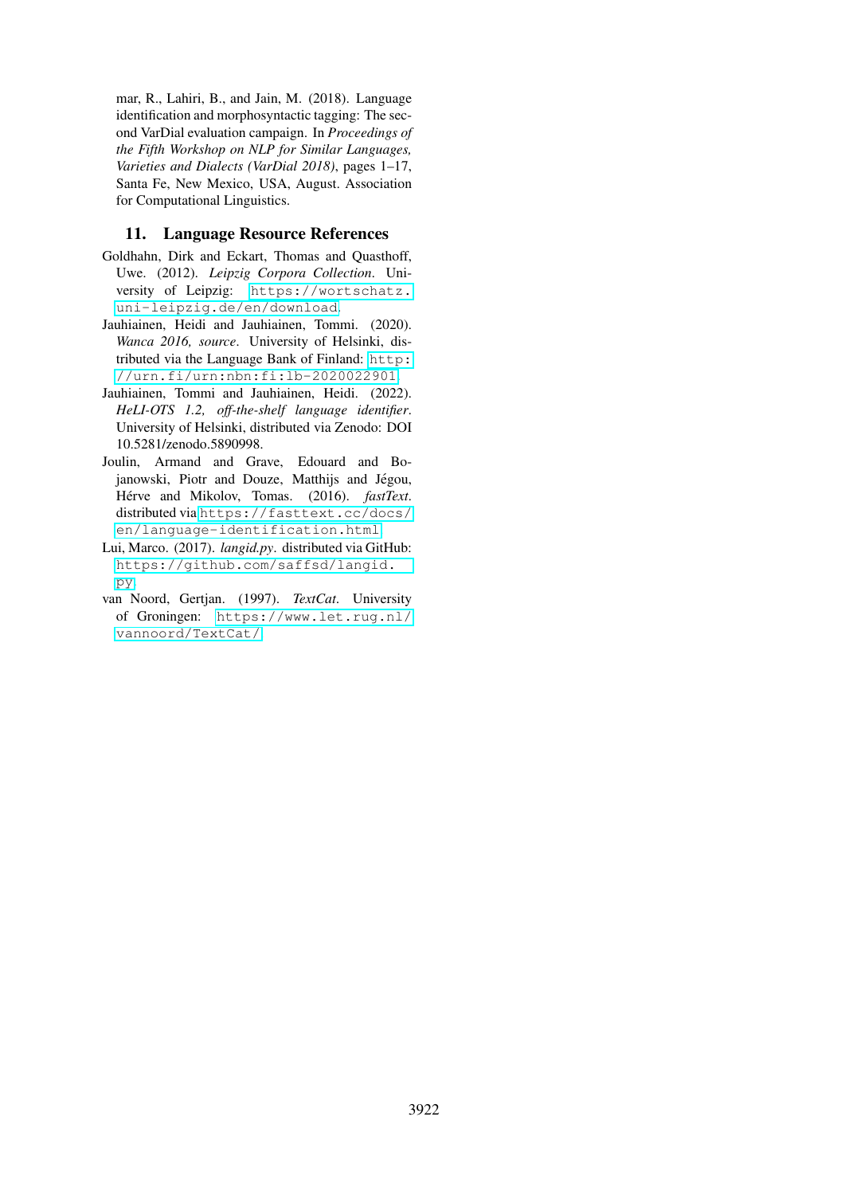mar, R., Lahiri, B., and Jain, M. (2018). Language identification and morphosyntactic tagging: The second VarDial evaluation campaign. In *Proceedings of the Fifth Workshop on NLP for Similar Languages, Varieties and Dialects (VarDial 2018)*, pages 1–17, Santa Fe, New Mexico, USA, August. Association for Computational Linguistics.

## 11. Language Resource References

Goldhahn, Dirk and Eckart, Thomas and Quasthoff, Uwe. (2012). *Leipzig Corpora Collection*. University of Leipzig: https://wortschatz.uni-leipzig.de/en/download.

Jauhiainen, Heidi and Jauhiainen, Tommi. (2020). *Wanca 2016, source*. University of Helsinki, distributed via the Language Bank of Finland: http://urn.fi/urn:nbn:fi:lb-2020022901.

Jauhiainen, Tommi and Jauhiainen, Heidi. (2022). *HeLI-OTS 1.2, off-the-shelf language identifier*. University of Helsinki, distributed via Zenodo: DOI 10.5281/zenodo.5890998.

Joulin, Armand and Grave, Edouard and Bojanowski, Piotr and Douze, Matthijs and Jégou, Hérve and Mikolov, Tomas. (2016). *fastText*. distributed via https://fasttext.cc/docs/en/language-identification.html.

Lui, Marco. (2017). *langid.py*. distributed via GitHub: https://github.com/saffsd/langid.py.

van Noord, Gertjan. (1997). *TextCat*. University of Groningen: https://www.let.rug.nl/vannoord/TextCat/.